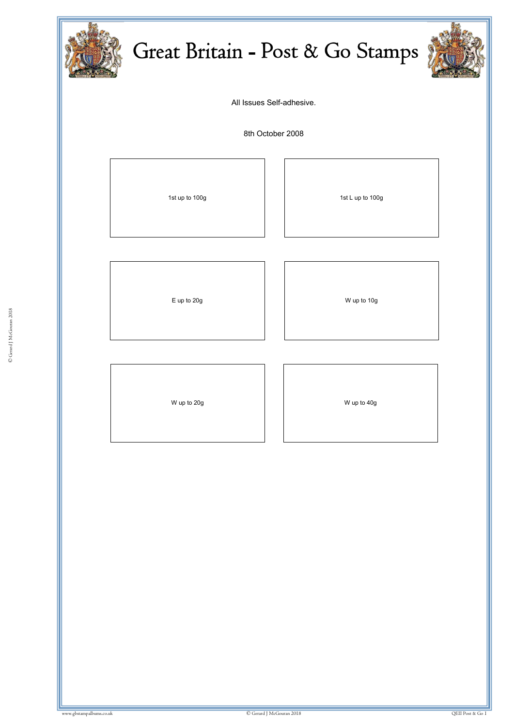# Great Britain - Post & Go Stamps

All Issues Self-adhesive.

8th October 2008

1st up to 100g

1st L up to 100g

E up to 20g

W up to 10g

W up to 20g

W up to 40g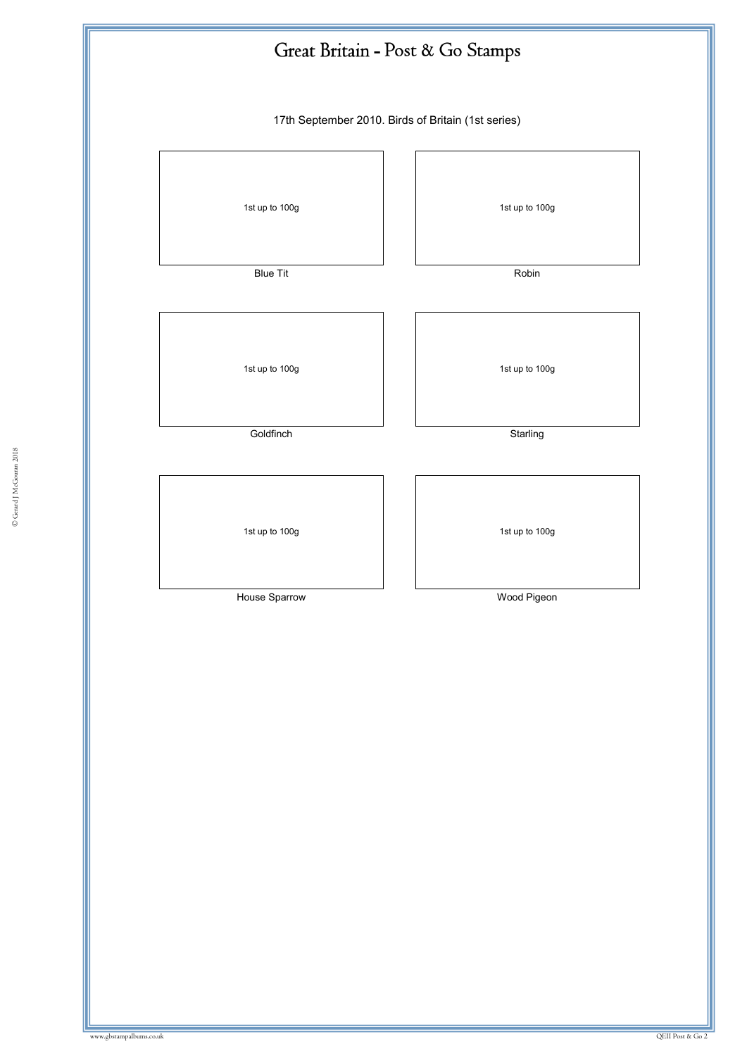# Great Britain - Post & Go Stamps

17th September 2010. Birds of Britain (1st series)

| 1st up to 100g | 1st up to 100g |
|---|---|
| Blue Tit | Robin |
| 1st up to 100g | 1st up to 100g |
| Goldfinch | Starling |
| 1st up to 100g | 1st up to 100g |
| House Sparrow | Wood Pigeon |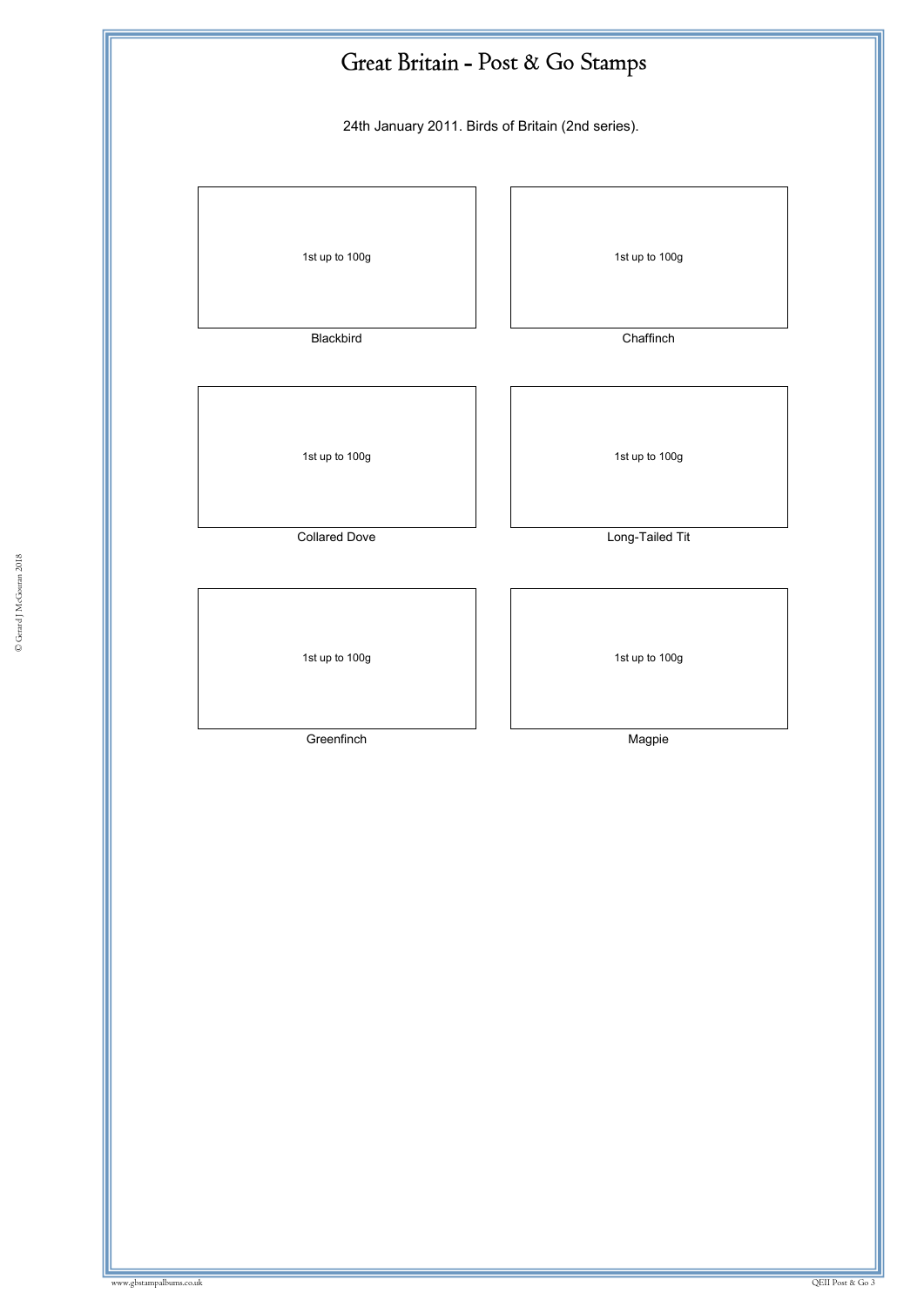# Great Britain - Post & Go Stamps

24th January 2011. Birds of Britain (2nd series).

| 1st up to 100g | 1st up to 100g |
| --- | --- |
| Blackbird | Chaffinch |
| 1st up to 100g | 1st up to 100g |
| Collared Dove | Long-Tailed Tit |
| 1st up to 100g | 1st up to 100g |
| Greenfinch | Magpie |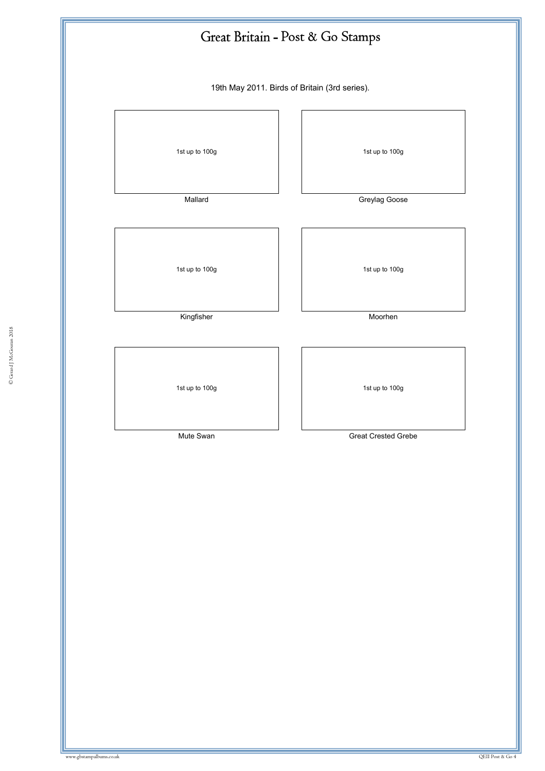# Great Britain - Post & Go Stamps

19th May 2011. Birds of Britain (3rd series).

| 1st up to 100g | 1st up to 100g |
|---|---|
| Mallard | Greylag Goose |
| 1st up to 100g | 1st up to 100g |
| Kingfisher | Moorhen |
| 1st up to 100g | 1st up to 100g |
| Mute Swan | Great Crested Grebe |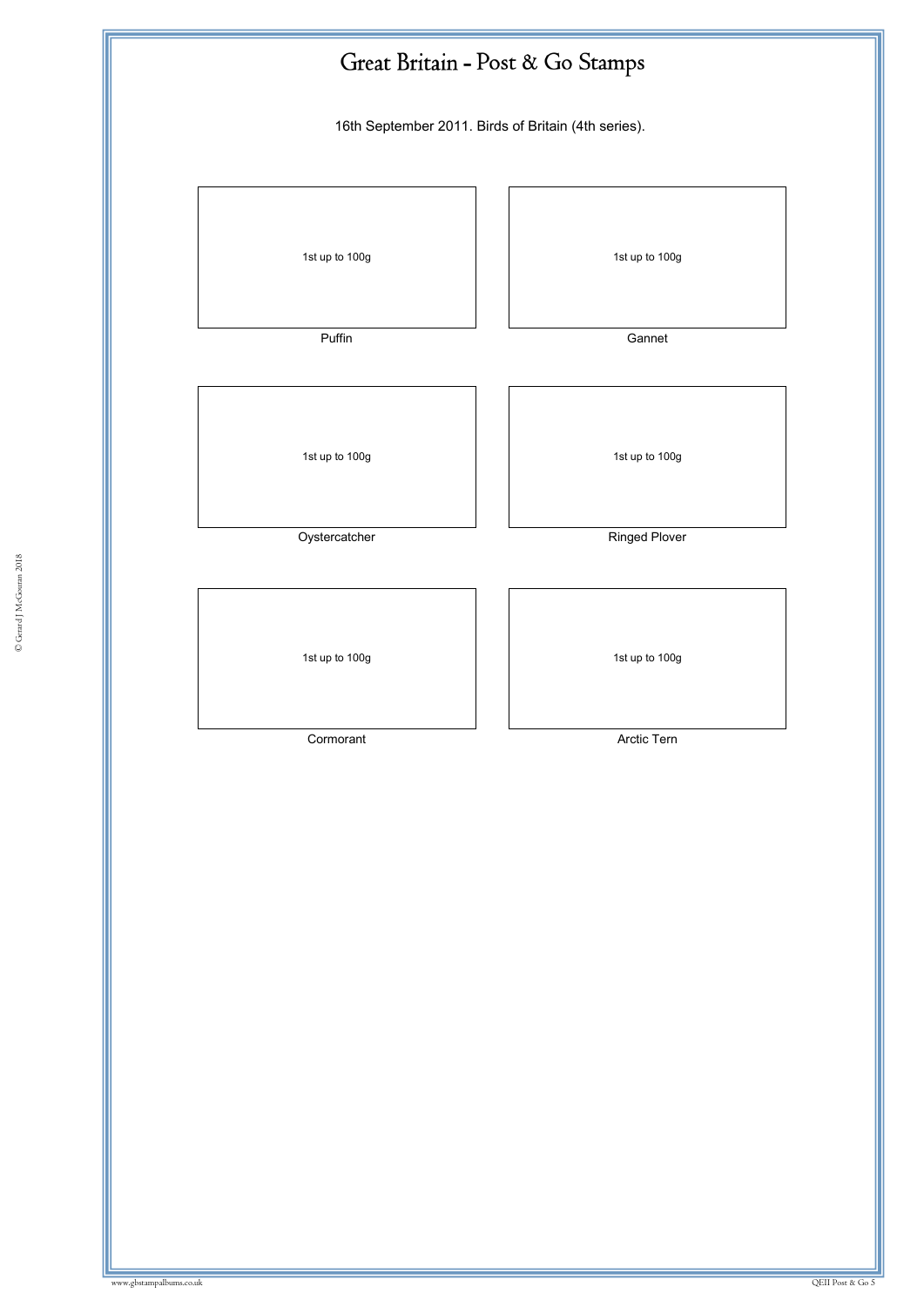# Great Britain - Post & Go Stamps

16th September 2011. Birds of Britain (4th series).

| 1st up to 100g | 1st up to 100g |
| --- | --- |
| Puffin | Gannet |
| 1st up to 100g | 1st up to 100g |
| Oystercatcher | Ringed Plover |
| 1st up to 100g | 1st up to 100g |
| Cormorant | Arctic Tern |

© Gerard J McGouran 2018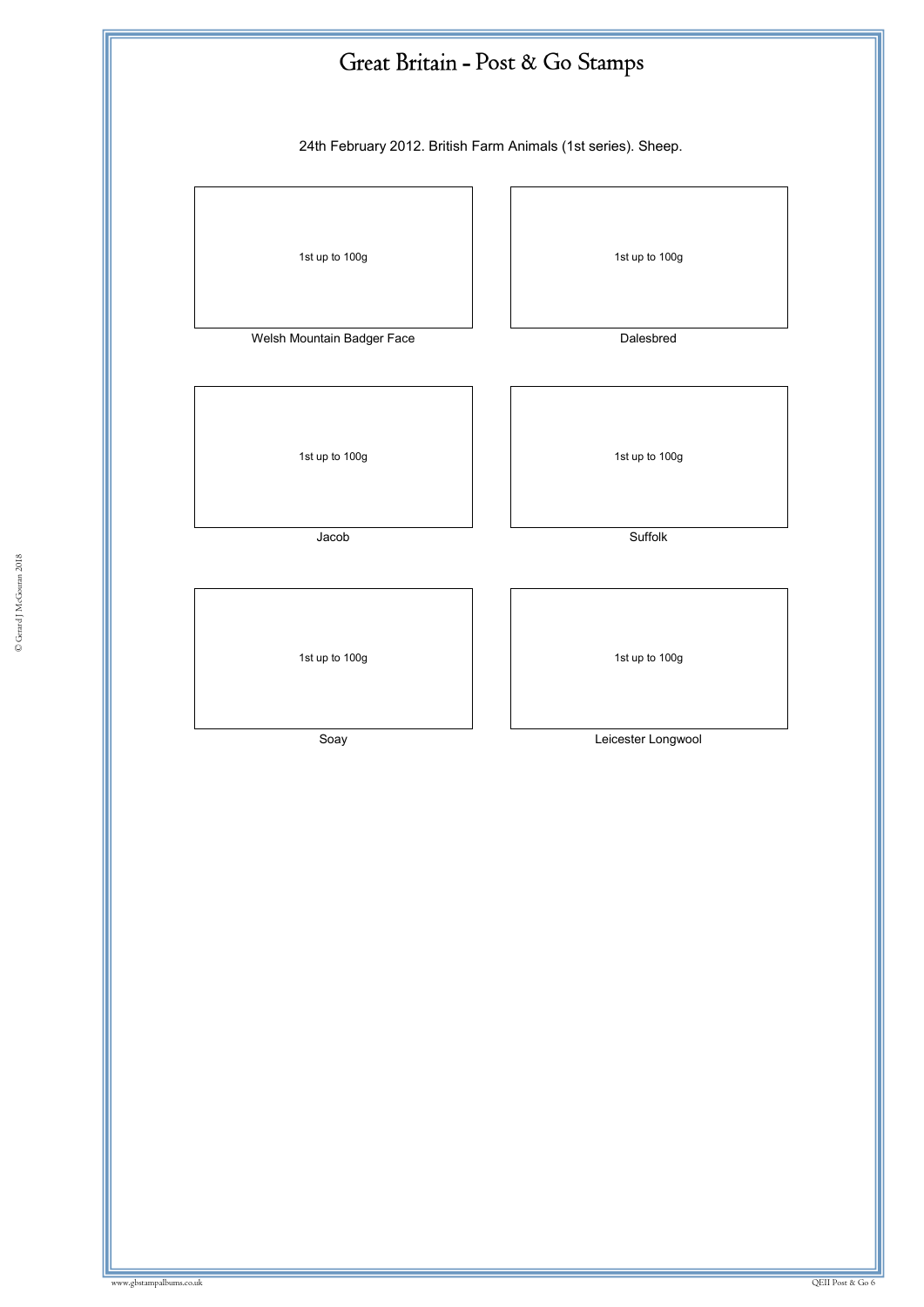# Great Britain - Post & Go Stamps

24th February 2012. British Farm Animals (1st series). Sheep.

| 1st up to 100g | 1st up to 100g |
| --- | --- |
| Welsh Mountain Badger Face | Dalesbred |

| 1st up to 100g | 1st up to 100g |
| --- | --- |
| Jacob | Suffolk |

| 1st up to 100g | 1st up to 100g |
| --- | --- |
| Soay | Leicester Longwool |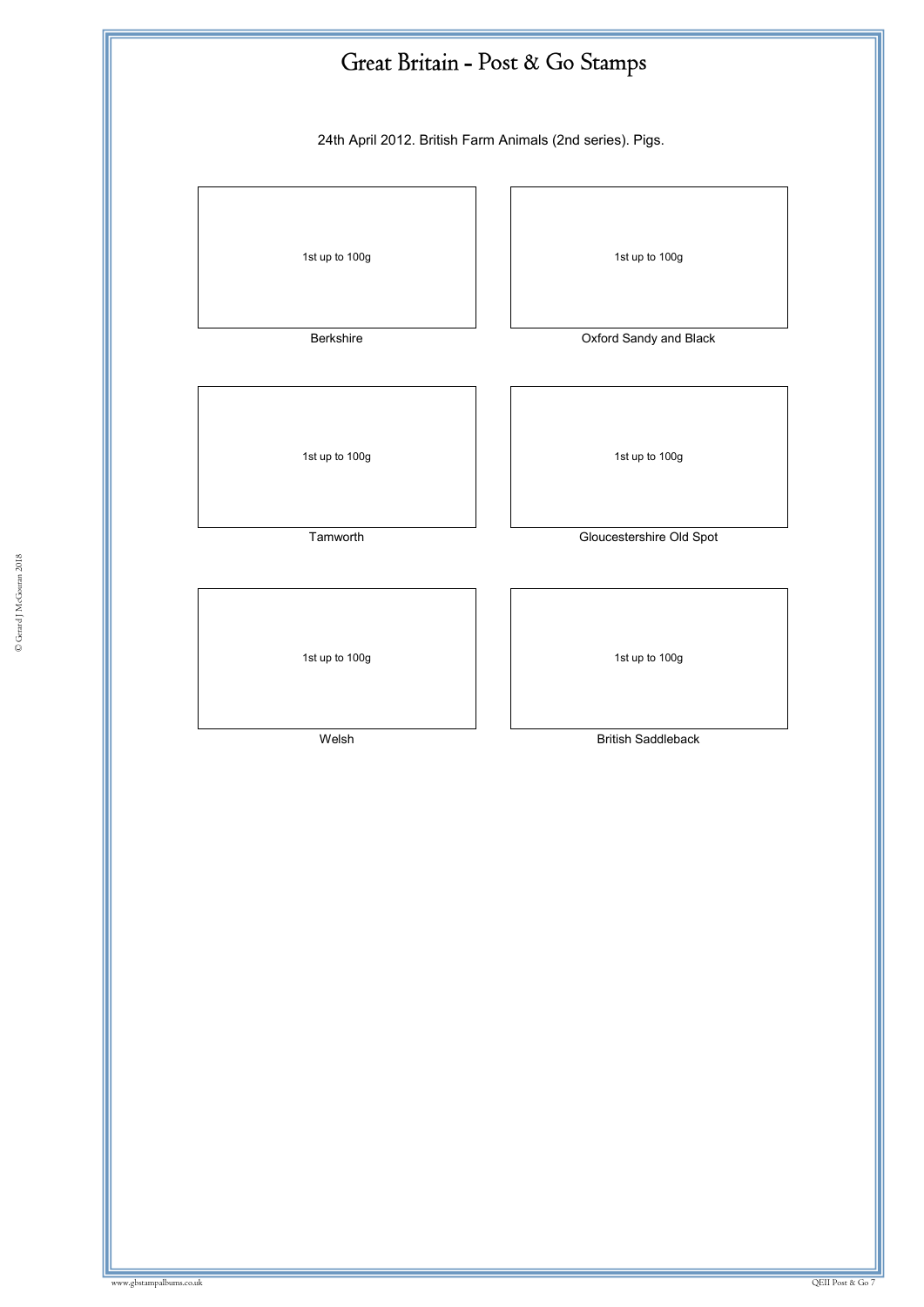# Great Britain - Post & Go Stamps

24th April 2012. British Farm Animals (2nd series). Pigs.

| 1st up to 100g | 1st up to 100g |
|---|---|
| Berkshire | Oxford Sandy and Black |
| 1st up to 100g | 1st up to 100g |
| Tamworth | Gloucestershire Old Spot |
| 1st up to 100g | 1st up to 100g |
| Welsh | British Saddleback |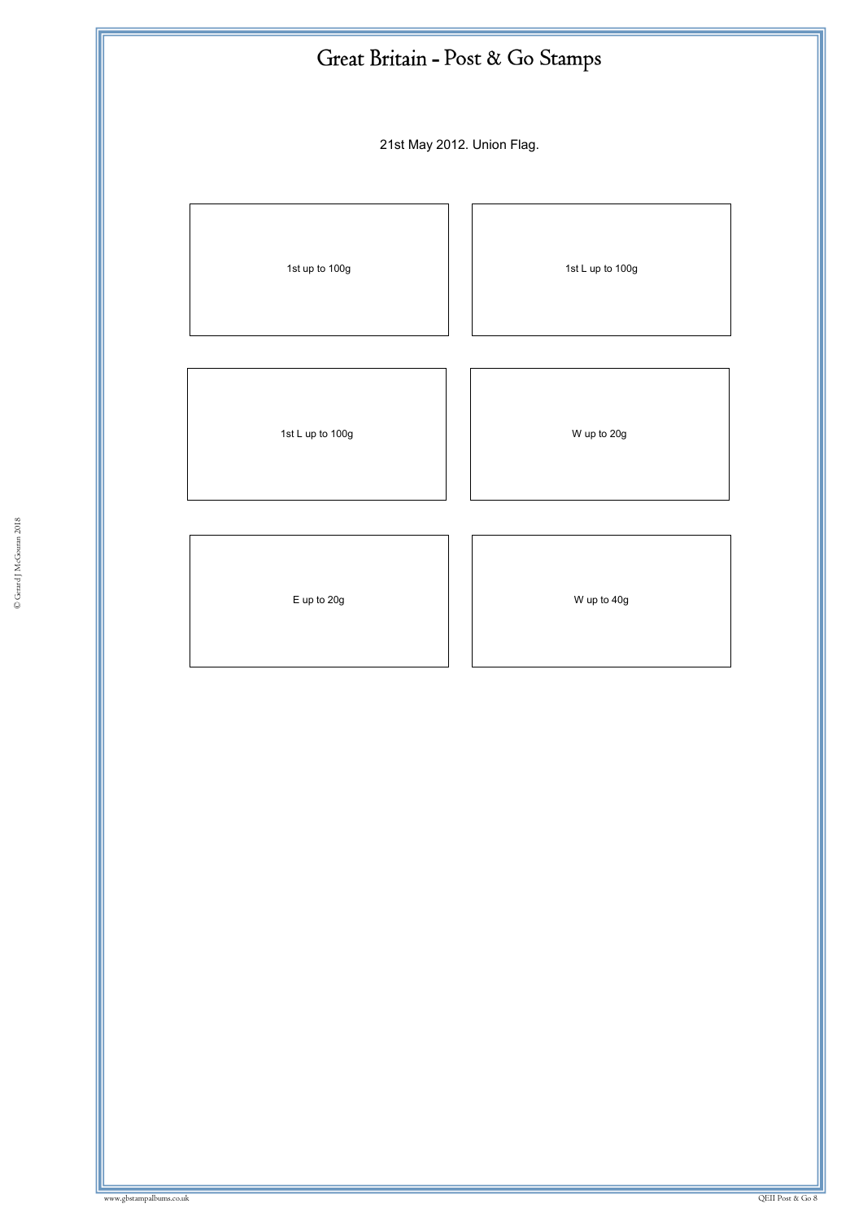# Great Britain - Post & Go Stamps

21st May 2012. Union Flag.

1st up to 100g

1st L up to 100g

1st L up to 100g

W up to 20g

E up to 20g

W up to 40g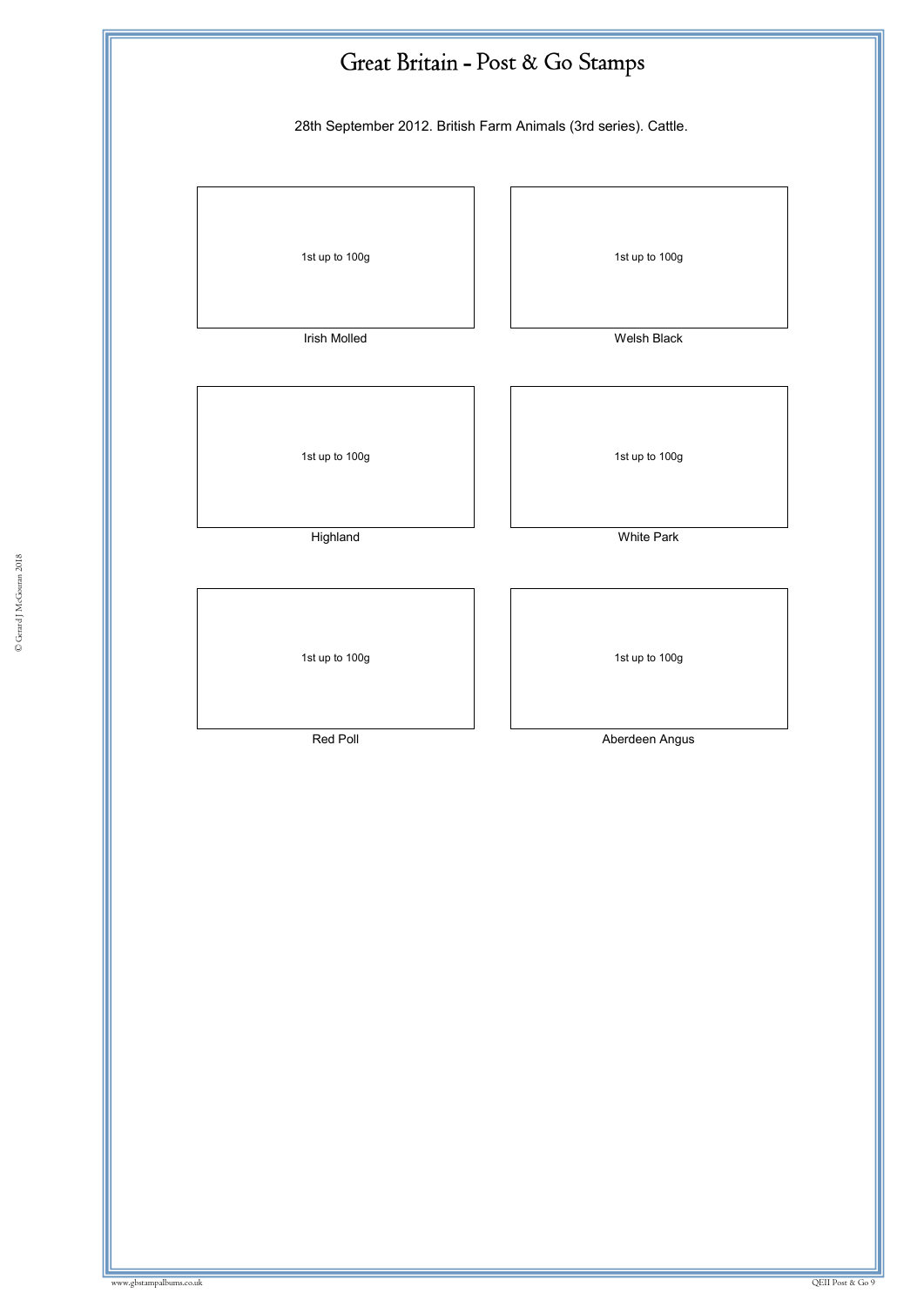# Great Britain - Post & Go Stamps

28th September 2012. British Farm Animals (3rd series). Cattle.

| 1st up to 100g | 1st up to 100g |
| --- | --- |
| Irish Molled | Welsh Black |
| 1st up to 100g | 1st up to 100g |
| Highland | White Park |
| 1st up to 100g | 1st up to 100g |
| Red Poll | Aberdeen Angus |

© Gerard J McGouran 2018

www.gbstampalbums.co.uk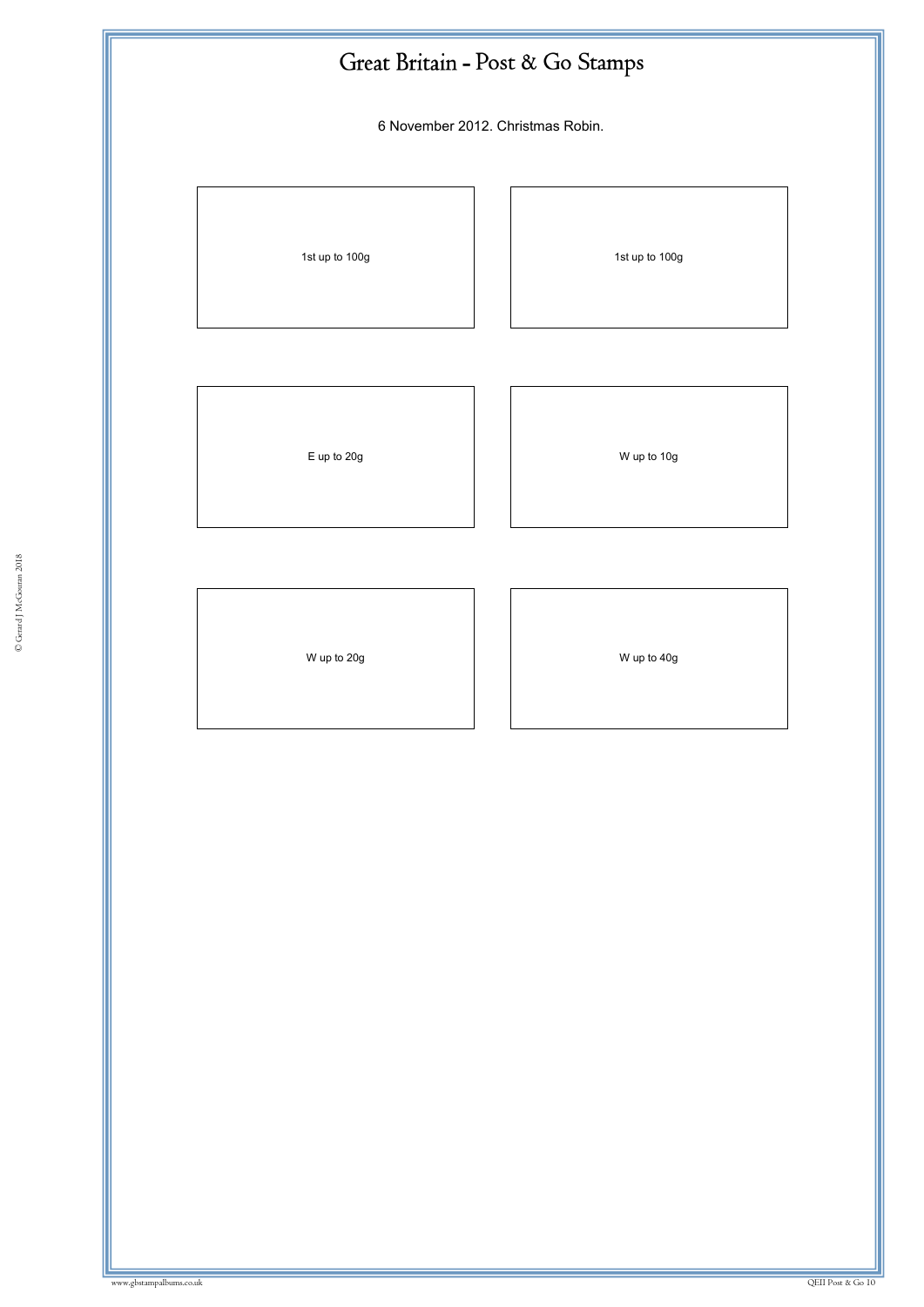# Great Britain - Post & Go Stamps

6 November 2012. Christmas Robin.

1st up to 100g

1st up to 100g

E up to 20g

W up to 10g

W up to 20g

W up to 40g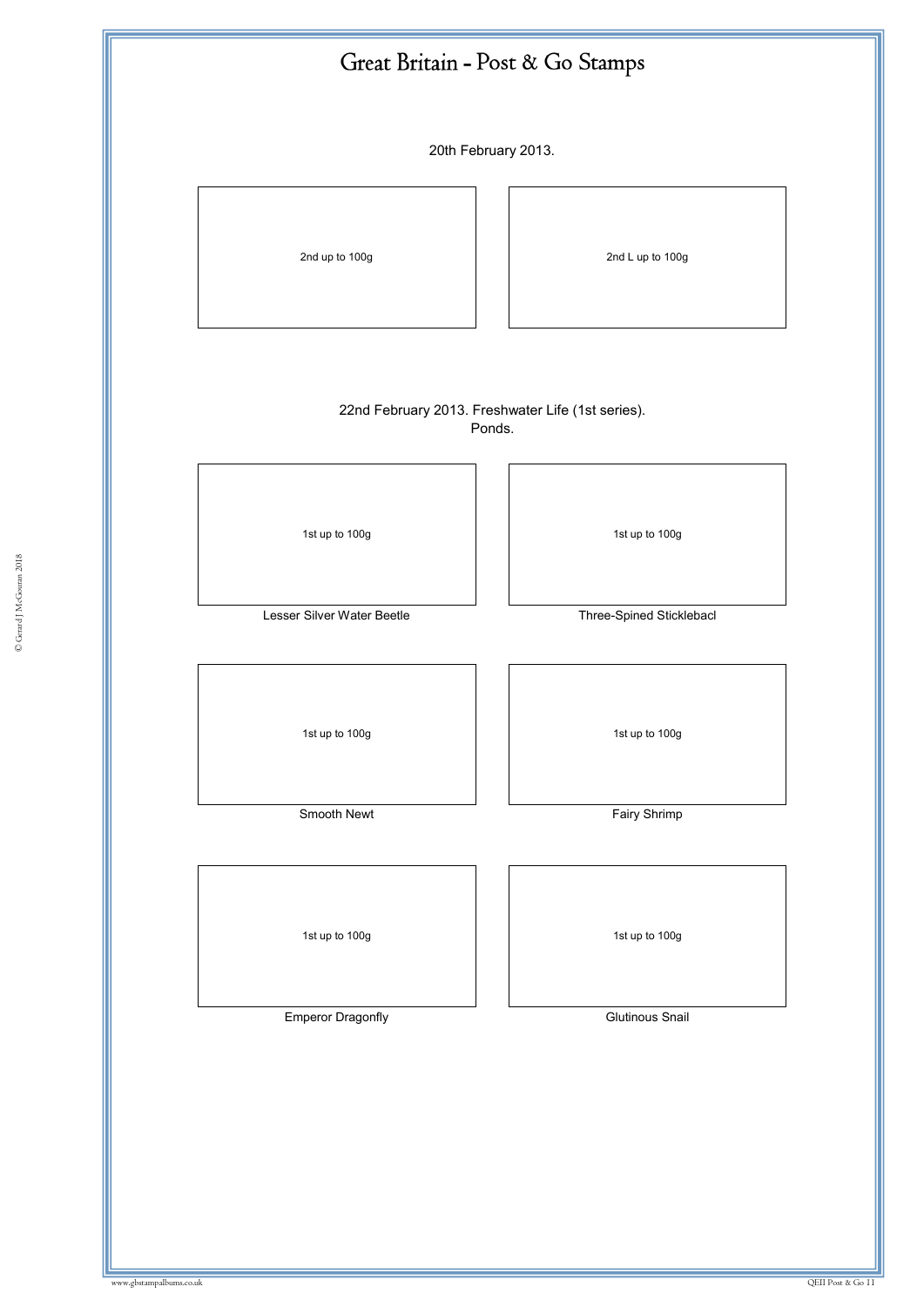# Great Britain - Post & Go Stamps

20th February 2013.

| 2nd up to 100g | 2nd L up to 100g |
|---|---|

22nd February 2013. Freshwater Life (1st series).
Ponds.

| 1st up to 100g | 1st up to 100g |
|---|---|
| Lesser Silver Water Beetle | Three-Spined Sticklebacl |
| 1st up to 100g | 1st up to 100g |
| Smooth Newt | Fairy Shrimp |
| 1st up to 100g | 1st up to 100g |
| Emperor Dragonfly | Glutinous Snail |

© Gerard J McGouran 2018

www.gbstampalbums.co.uk

QEII Post & Go 11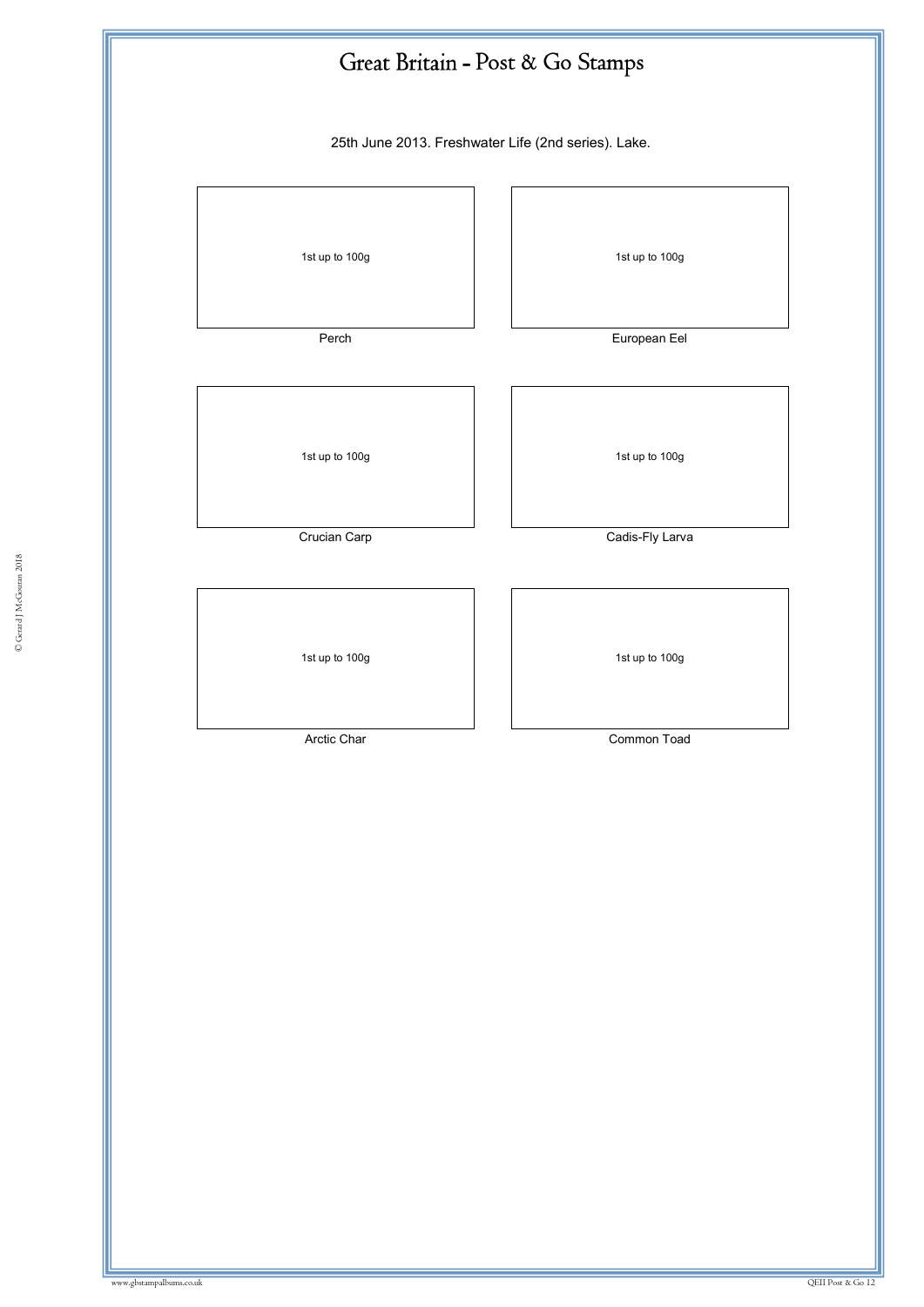# Great Britain - Post & Go Stamps

25th June 2013. Freshwater Life (2nd series). Lake.

| 1st up to 100g | 1st up to 100g |
|---|---|
| Perch | European Eel |
| 1st up to 100g | 1st up to 100g |
| Crucian Carp | Cadis-Fly Larva |
| 1st up to 100g | 1st up to 100g |
| Arctic Char | Common Toad |

© Gerard J McGouran 2018

www.gbstampalbums.co.uk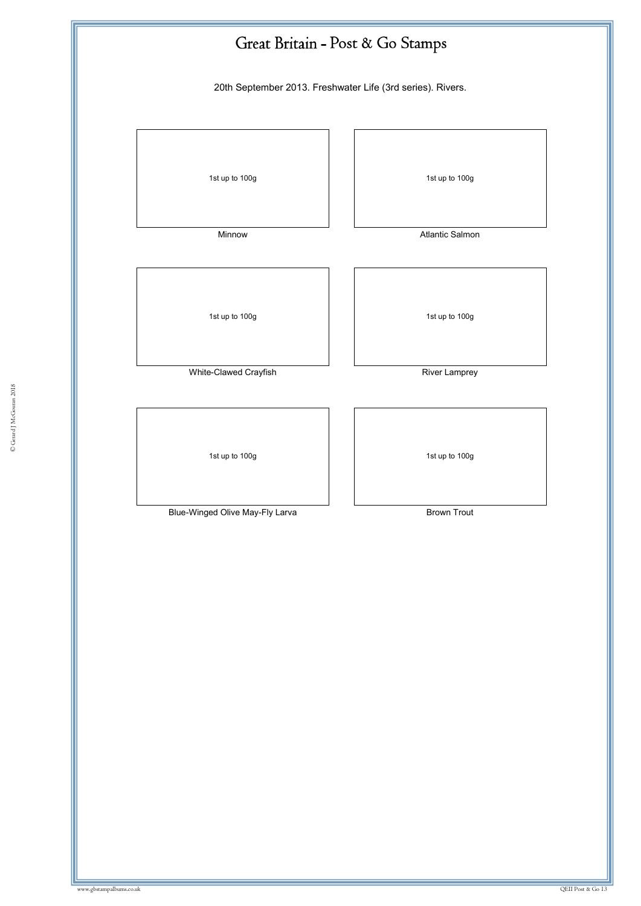# Great Britain - Post & Go Stamps

20th September 2013. Freshwater Life (3rd series). Rivers.

| 1st up to 100g | 1st up to 100g |
| --- | --- |
| Minnow | Atlantic Salmon |
| 1st up to 100g | 1st up to 100g |
| White-Clawed Crayfish | River Lamprey |
| 1st up to 100g | 1st up to 100g |
| Blue-Winged Olive May-Fly Larva | Brown Trout |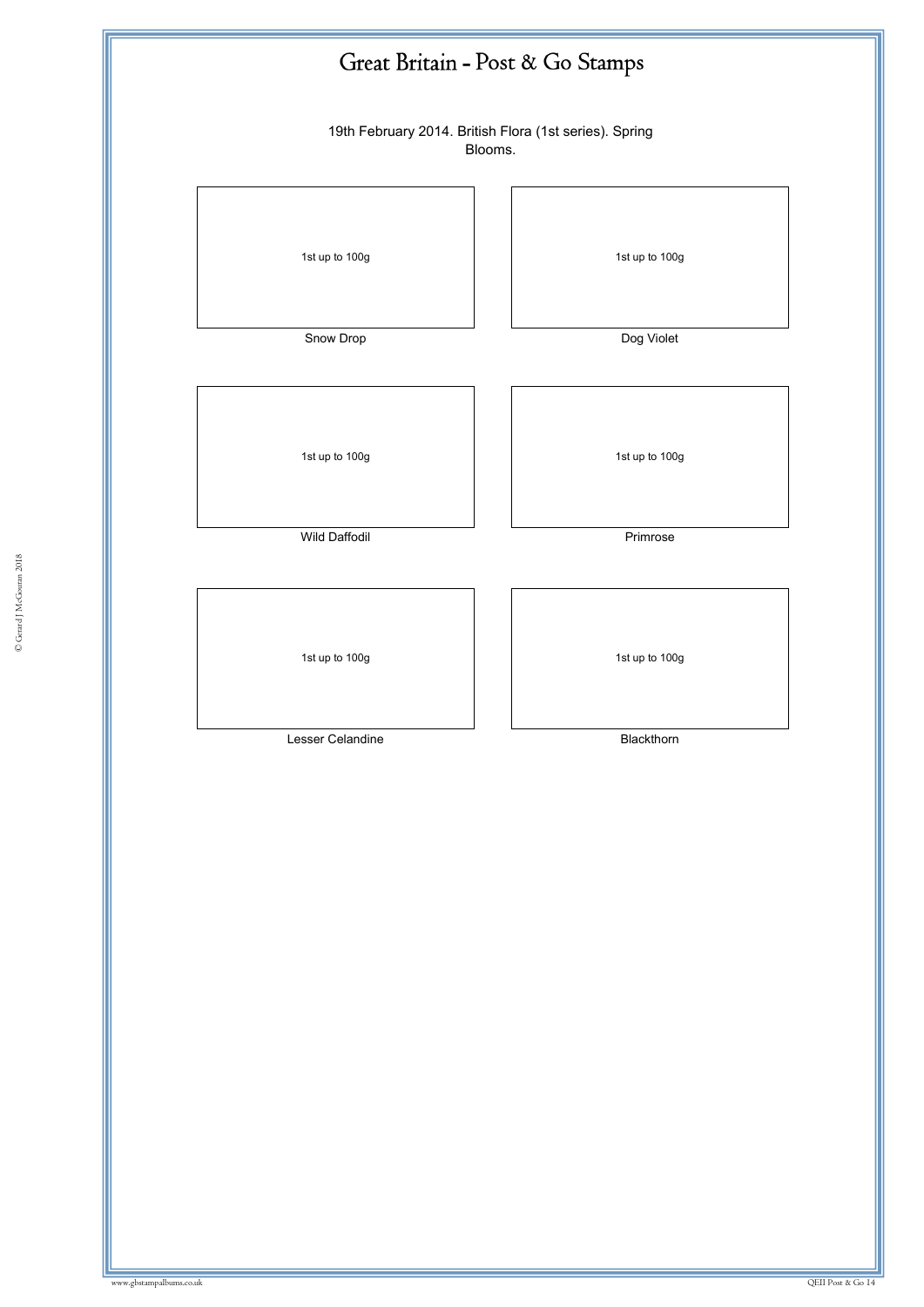# Great Britain - Post & Go Stamps

19th February 2014. British Flora (1st series). Spring Blooms.

| 1st up to 100g | 1st up to 100g |
|---|---|
| Snow Drop | Dog Violet |
| 1st up to 100g | 1st up to 100g |
| Wild Daffodil | Primrose |
| 1st up to 100g | 1st up to 100g |
| Lesser Celandine | Blackthorn |

© Gerard J McGouran 2018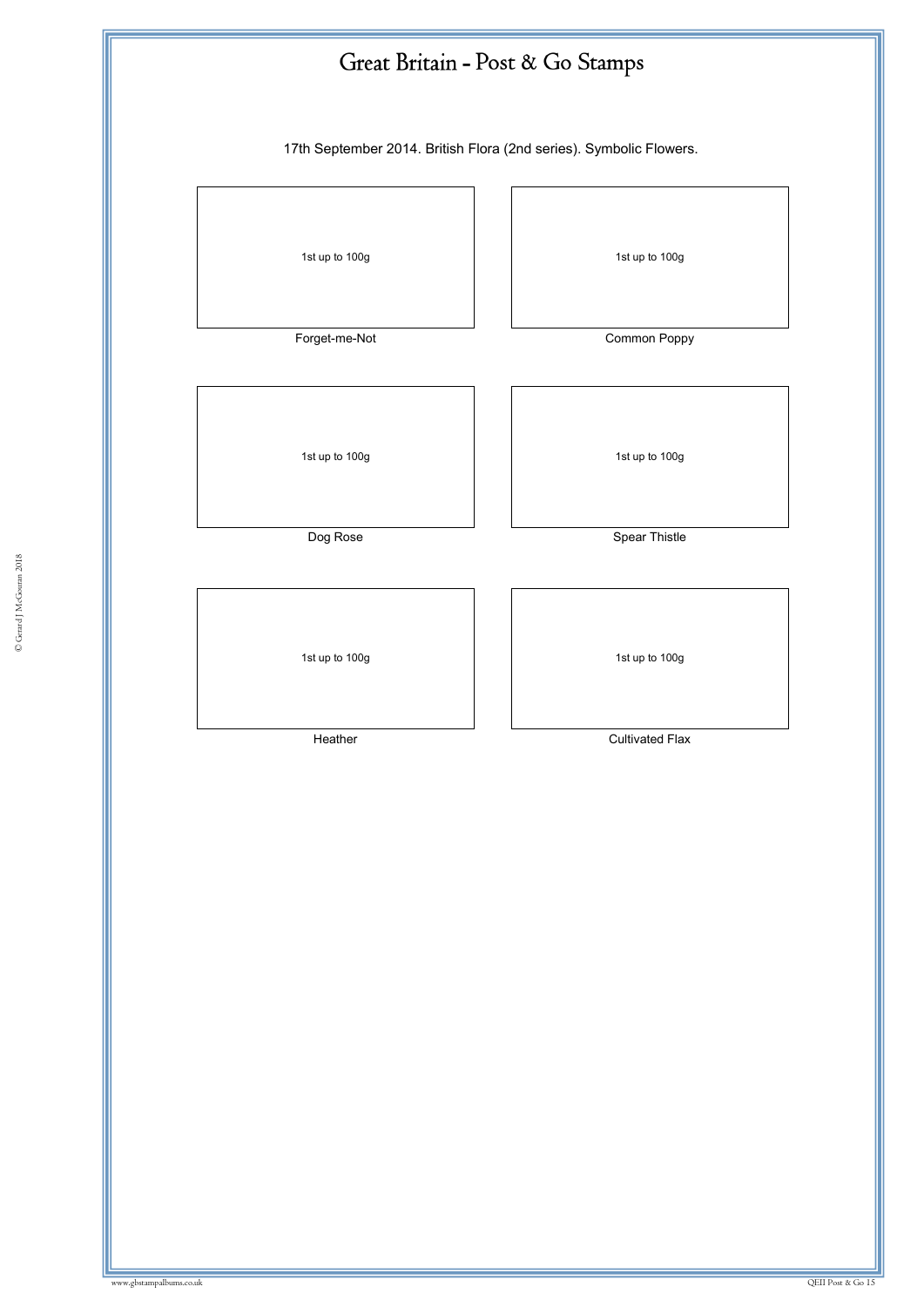# Great Britain - Post & Go Stamps

17th September 2014. British Flora (2nd series). Symbolic Flowers.

| 1st up to 100g | 1st up to 100g |
|---|---|
| Forget-me-Not | Common Poppy |
| 1st up to 100g | 1st up to 100g |
| Dog Rose | Spear Thistle |
| 1st up to 100g | 1st up to 100g |
| Heather | Cultivated Flax |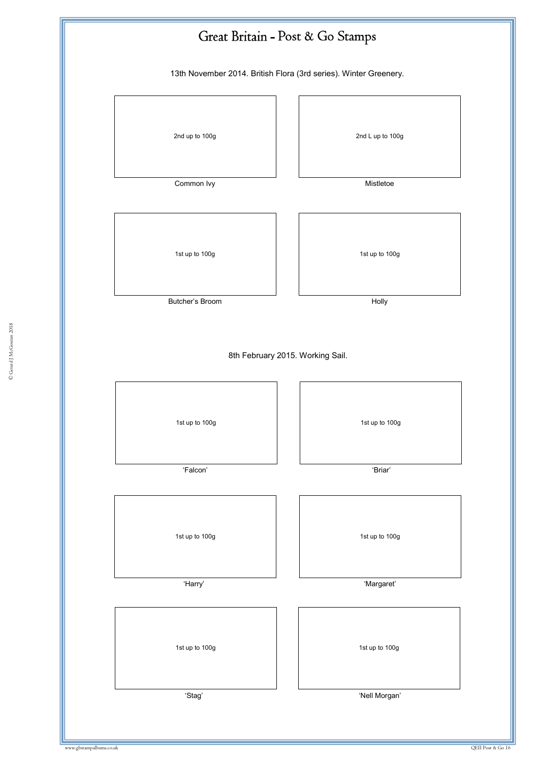# Great Britain - Post & Go Stamps

13th November 2014. British Flora (3rd series). Winter Greenery.

2nd up to 100g

Common Ivy

2nd L up to 100g

Mistletoe

1st up to 100g

Butcher's Broom

1st up to 100g

Holly

8th February 2015. Working Sail.

1st up to 100g

'Falcon'

1st up to 100g

'Briar'

1st up to 100g

'Harry'

1st up to 100g

'Margaret'

1st up to 100g

'Stag'

1st up to 100g

'Nell Morgan'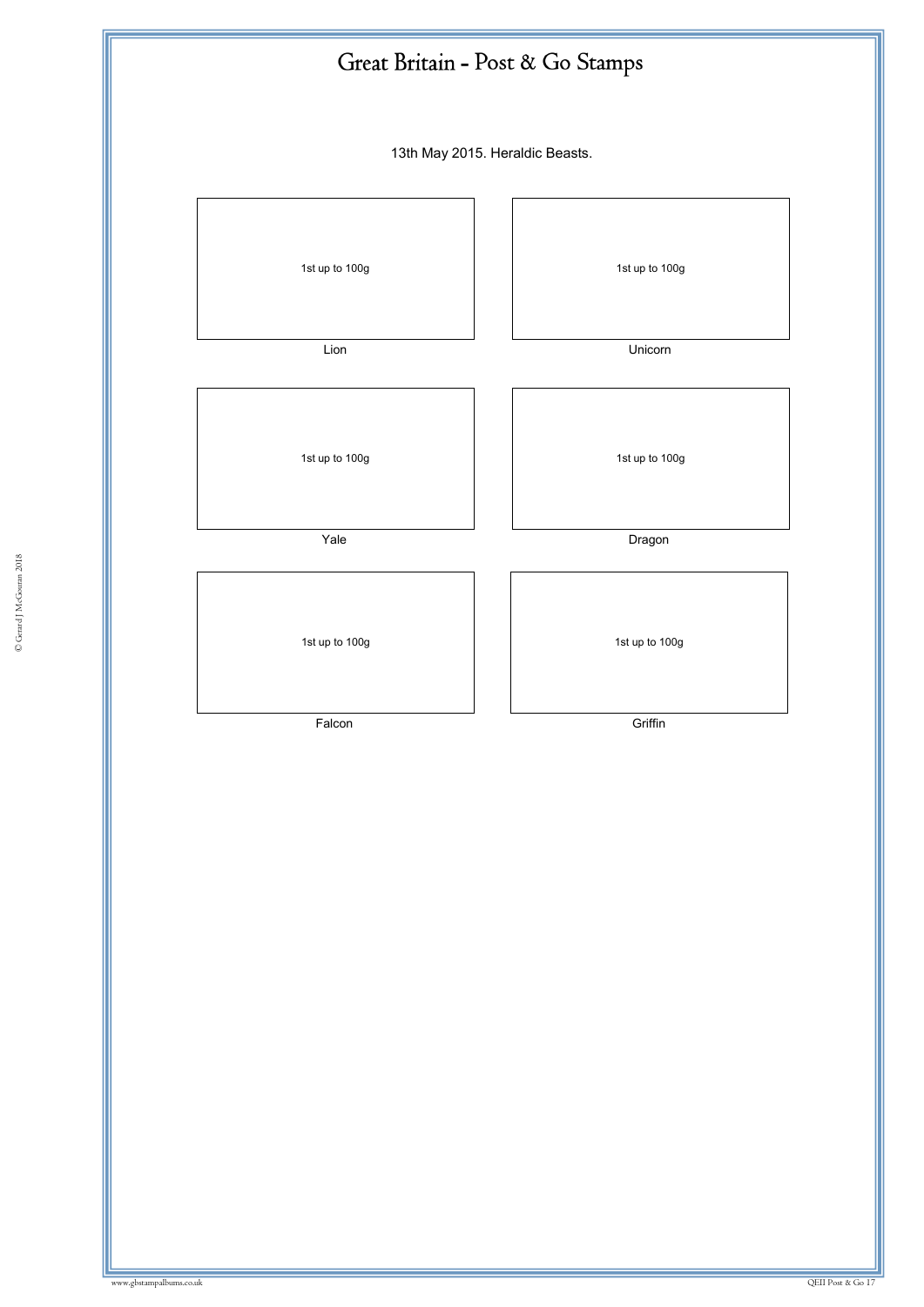# Great Britain - Post & Go Stamps

13th May 2015. Heraldic Beasts.

| 1st up to 100g | 1st up to 100g |
| --- | --- |
| Lion | Unicorn |
| 1st up to 100g | 1st up to 100g |
| Yale | Dragon |
| 1st up to 100g | 1st up to 100g |
| Falcon | Griffin |

© Gerard J McGouran 2018

www.gbstampalbums.co.uk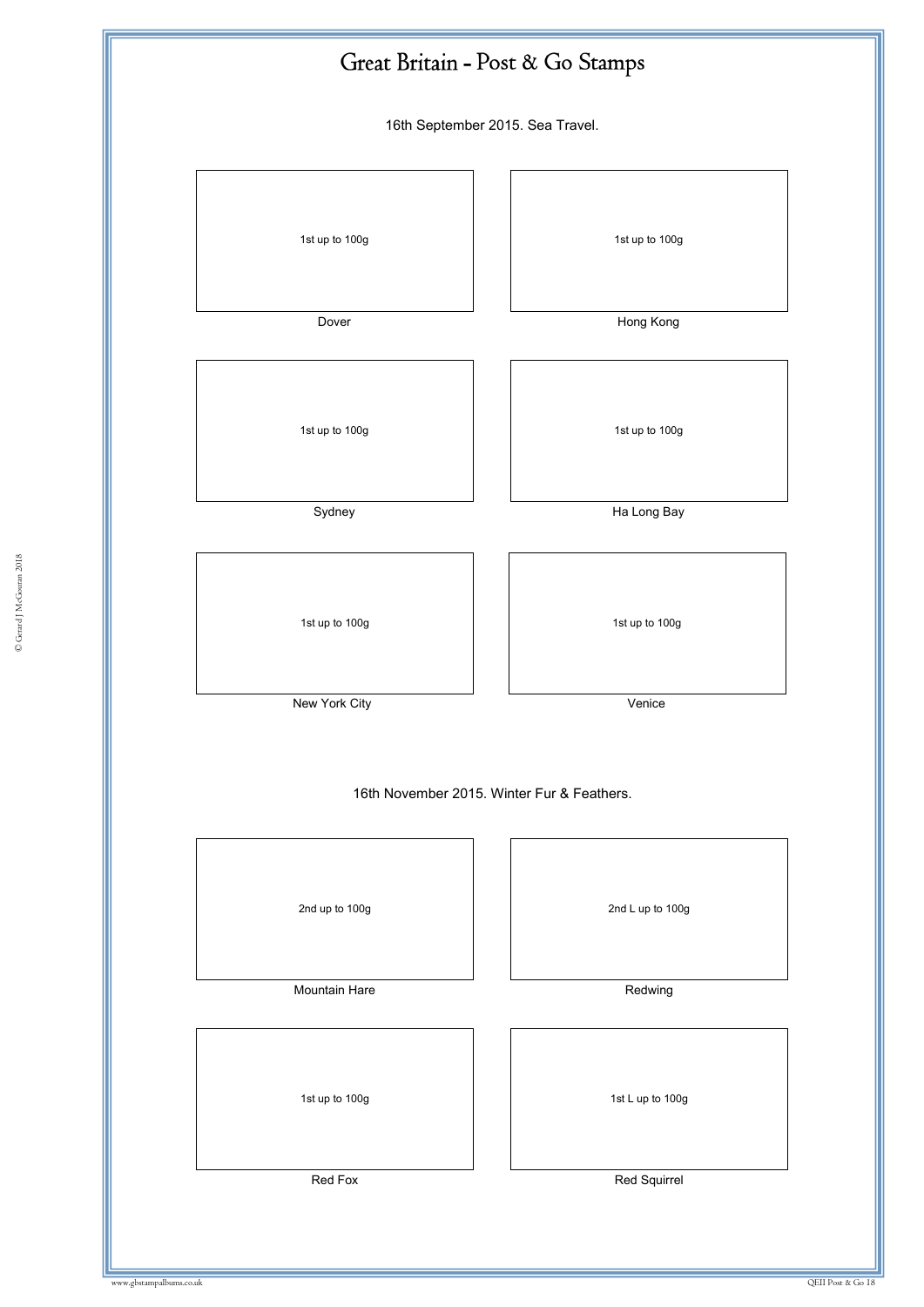# Great Britain - Post & Go Stamps

16th September 2015. Sea Travel.

| 1st up to 100g | 1st up to 100g |
|---|---|
| Dover | Hong Kong |
| 1st up to 100g | 1st up to 100g |
| Sydney | Ha Long Bay |
| 1st up to 100g | 1st up to 100g |
| New York City | Venice |

16th November 2015. Winter Fur & Feathers.

| 2nd up to 100g | 2nd L up to 100g |
|---|---|
| Mountain Hare | Redwing |
| 1st up to 100g | 1st L up to 100g |
| Red Fox | Red Squirrel |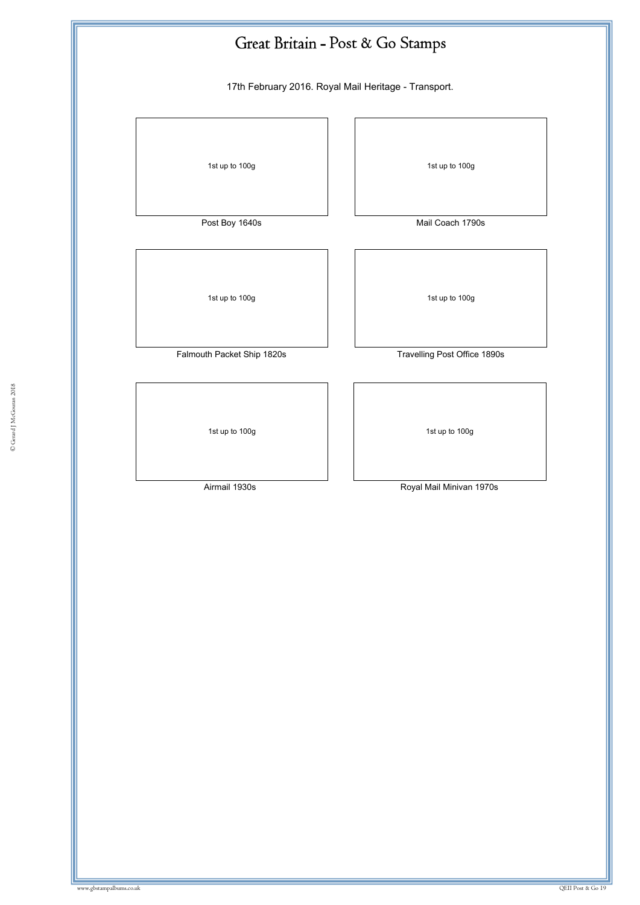# Great Britain - Post & Go Stamps

17th February 2016. Royal Mail Heritage - Transport.

| 1st up to 100g | 1st up to 100g |
| --- | --- |
| Post Boy 1640s | Mail Coach 1790s |
| 1st up to 100g | 1st up to 100g |
| Falmouth Packet Ship 1820s | Travelling Post Office 1890s |
| 1st up to 100g | 1st up to 100g |
| Airmail 1930s | Royal Mail Minivan 1970s |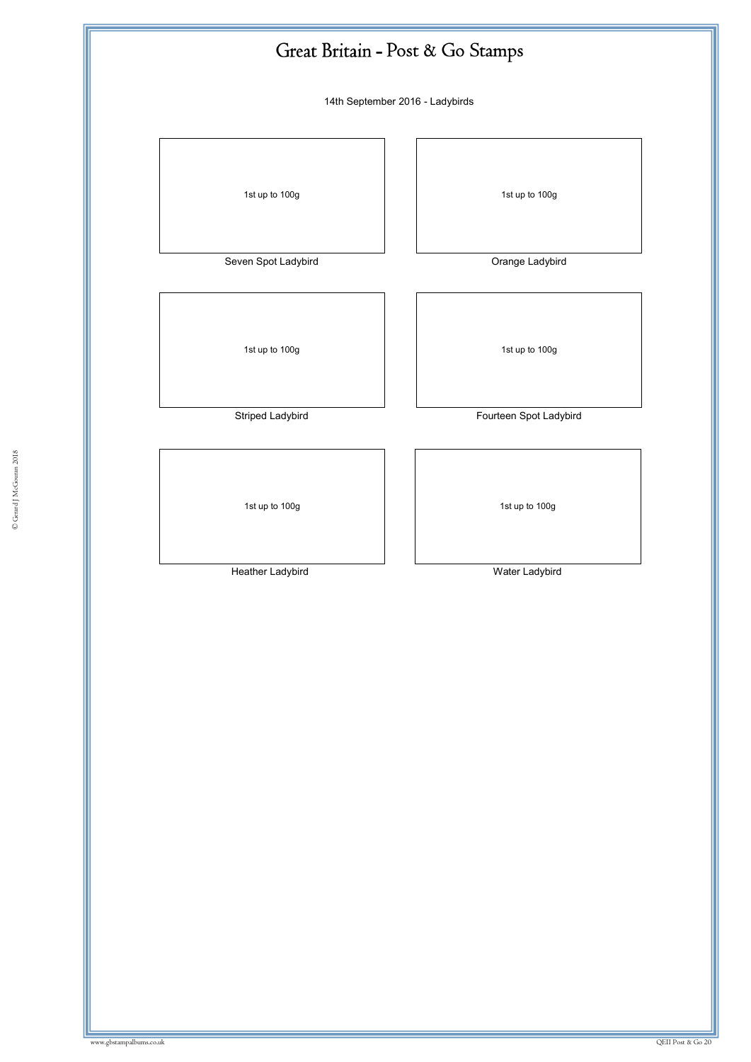# Great Britain - Post & Go Stamps

14th September 2016 - Ladybirds

1st up to 100g

Seven Spot Ladybird

1st up to 100g

Orange Ladybird

1st up to 100g

Striped Ladybird

1st up to 100g

Fourteen Spot Ladybird

1st up to 100g

Heather Ladybird

1st up to 100g

Water Ladybird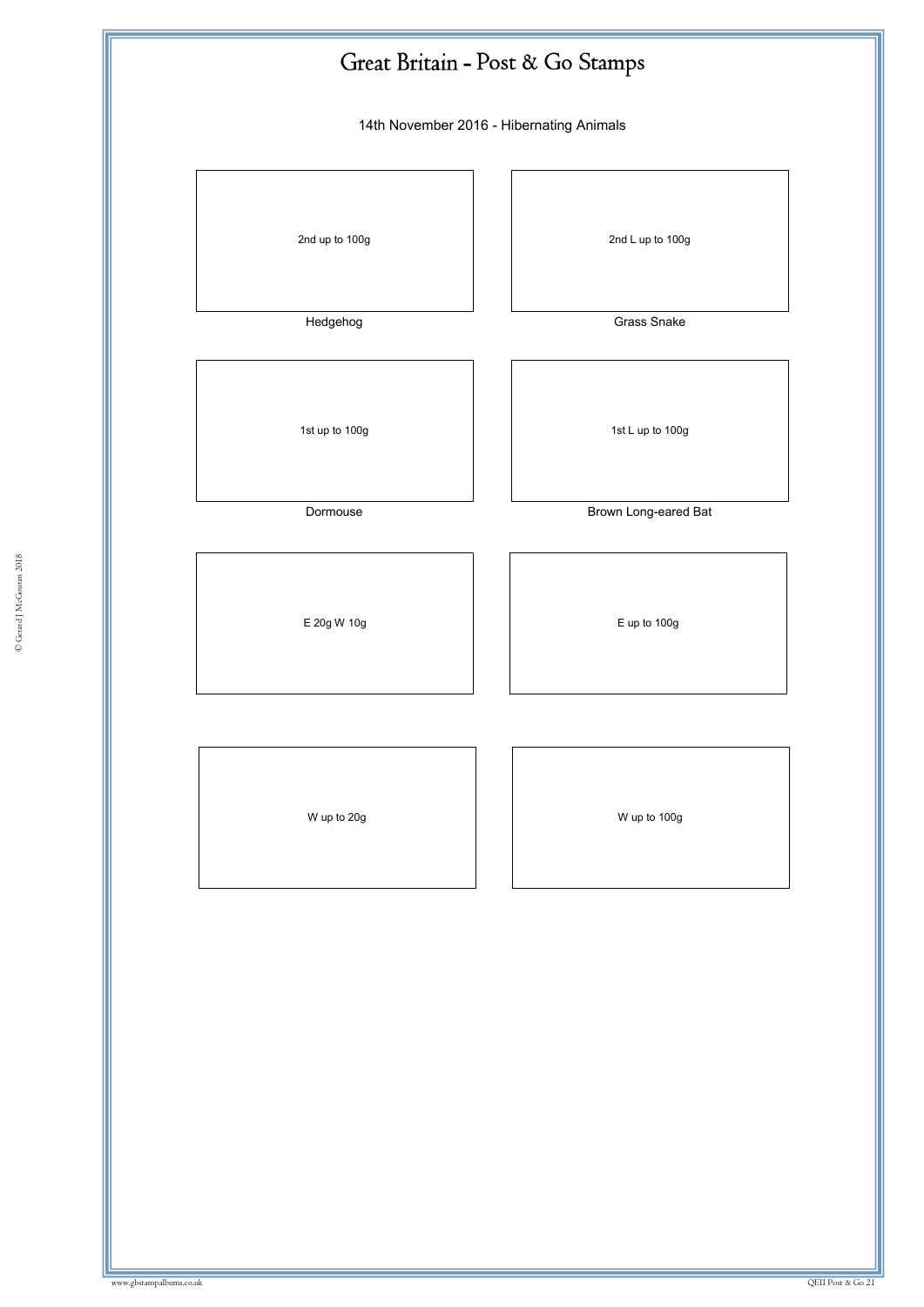# Great Britain - Post & Go Stamps

14th November 2016 - Hibernating Animals

| 2nd up to 100g | 2nd L up to 100g |
|---|---|
| Hedgehog | Grass Snake |
| 1st up to 100g | 1st L up to 100g |
| Dormouse | Brown Long-eared Bat |
| E 20g W 10g | E up to 100g |
| W up to 20g | W up to 100g |

© Gerard J McGouran 2018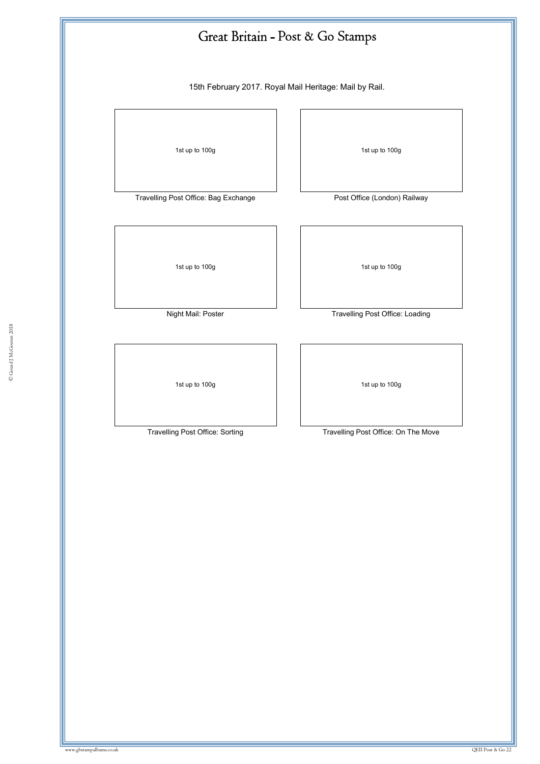# Great Britain - Post & Go Stamps

15th February 2017. Royal Mail Heritage: Mail by Rail.

1st up to 100g

Travelling Post Office: Bag Exchange

1st up to 100g

Post Office (London) Railway

1st up to 100g

Night Mail: Poster

1st up to 100g

Travelling Post Office: Loading

1st up to 100g

Travelling Post Office: Sorting

1st up to 100g

Travelling Post Office: On The Move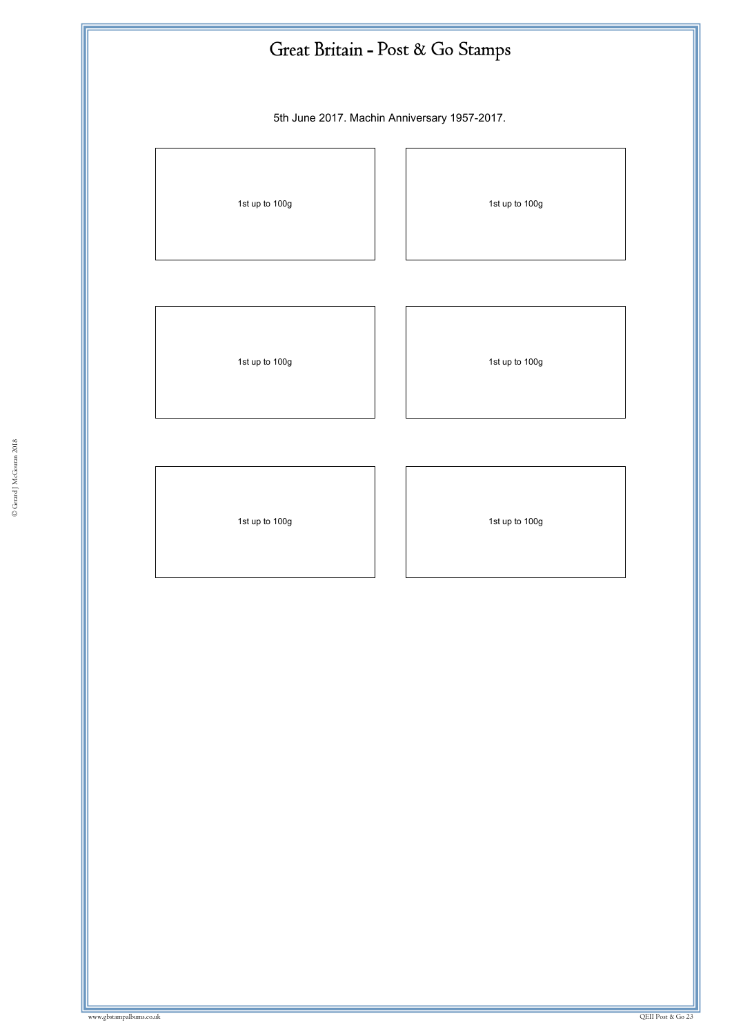# Great Britain - Post & Go Stamps

5th June 2017. Machin Anniversary 1957-2017.

1st up to 100g

1st up to 100g

1st up to 100g

1st up to 100g

1st up to 100g

1st up to 100g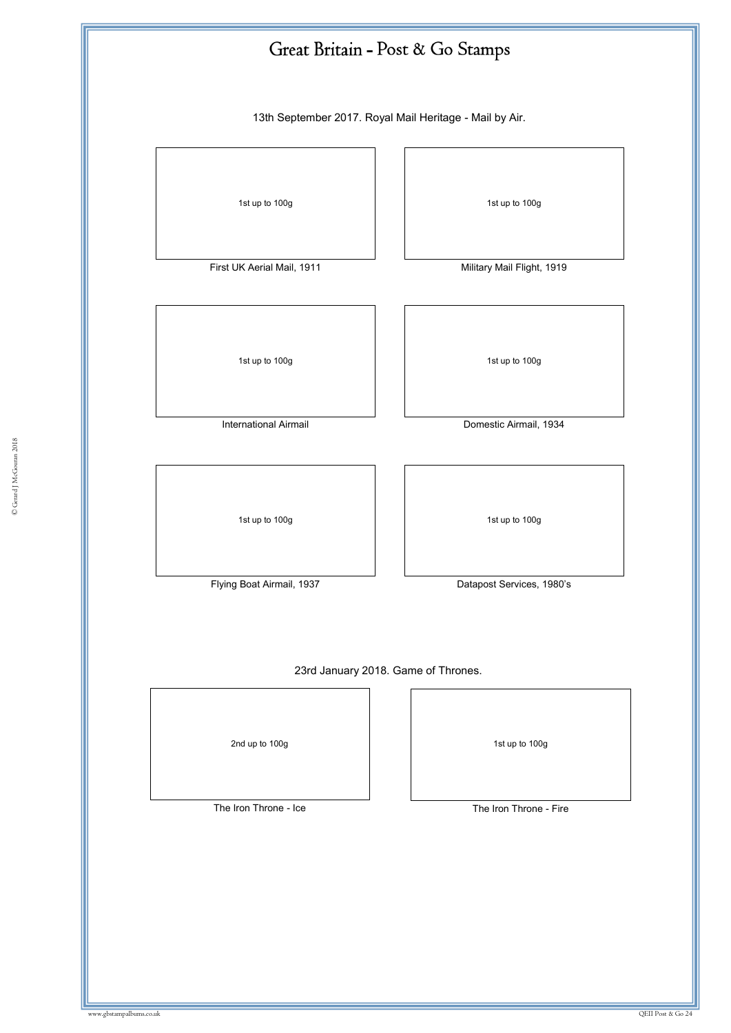# Great Britain - Post & Go Stamps

13th September 2017. Royal Mail Heritage - Mail by Air.

1st up to 100g

First UK Aerial Mail, 1911

1st up to 100g

Military Mail Flight, 1919

1st up to 100g

International Airmail

1st up to 100g

Domestic Airmail, 1934

1st up to 100g

Flying Boat Airmail, 1937

1st up to 100g

Datapost Services, 1980's

23rd January 2018. Game of Thrones.

2nd up to 100g

The Iron Throne - Ice

1st up to 100g

The Iron Throne - Fire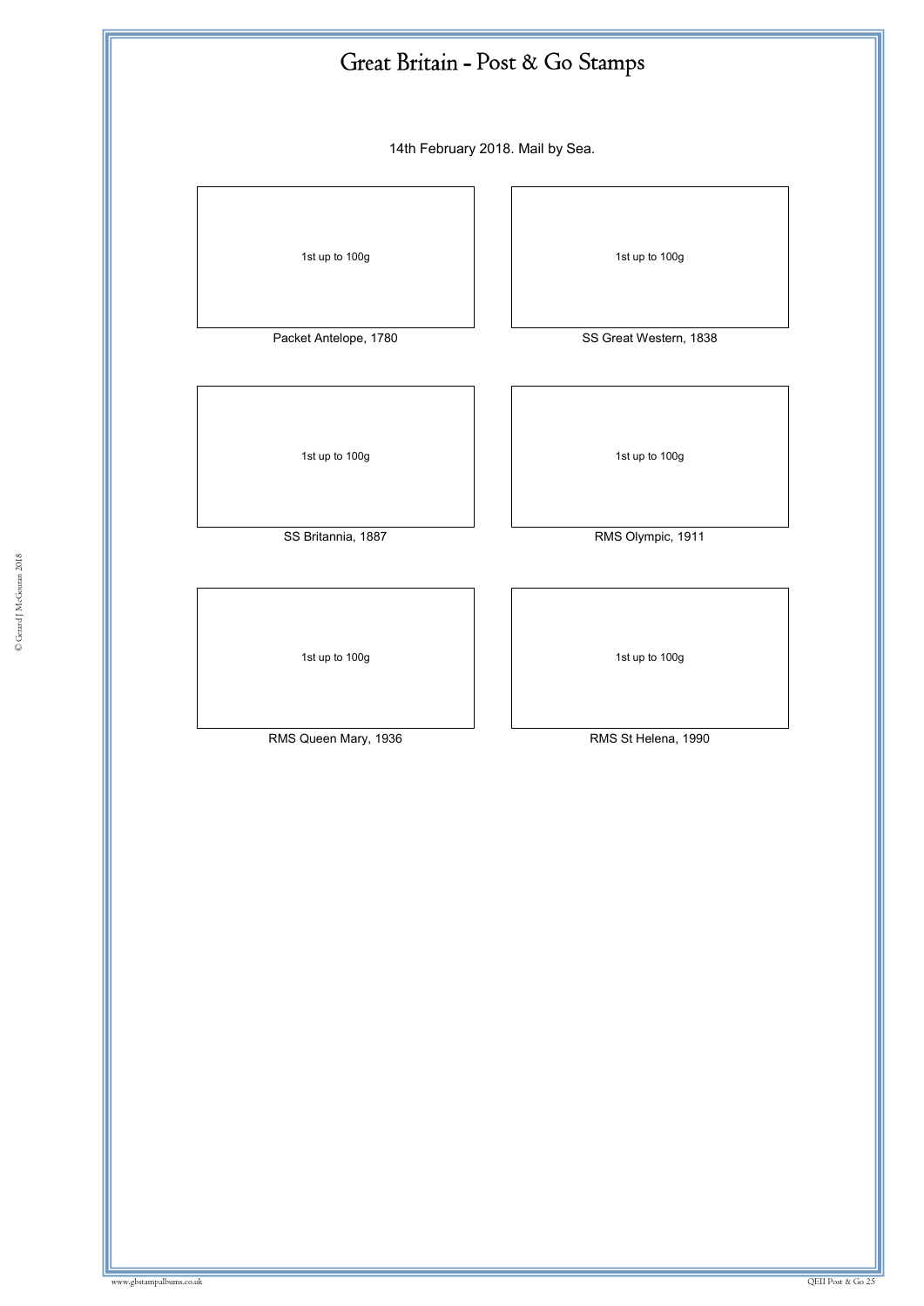# Great Britain - Post & Go Stamps

14th February 2018. Mail by Sea.

1st up to 100g

Packet Antelope, 1780

1st up to 100g

SS Great Western, 1838

1st up to 100g

SS Britannia, 1887

1st up to 100g

RMS Olympic, 1911

1st up to 100g

RMS Queen Mary, 1936

1st up to 100g

RMS St Helena, 1990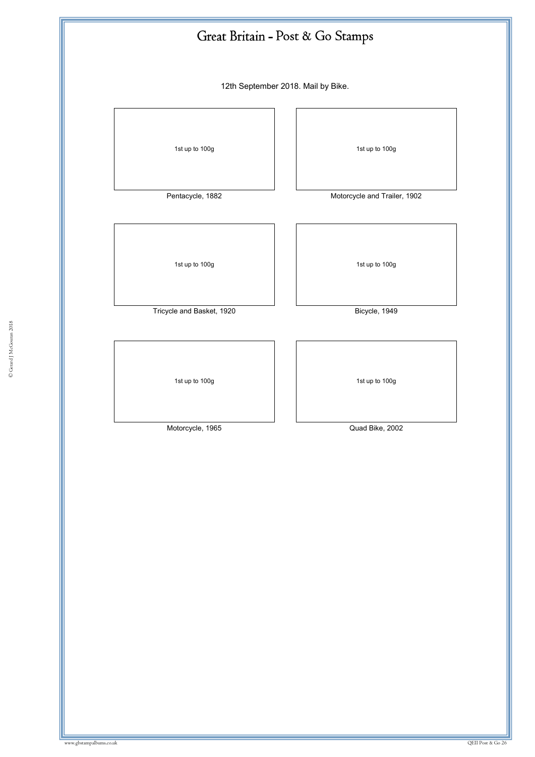# Great Britain - Post & Go Stamps

12th September 2018. Mail by Bike.

1st up to 100g

Pentacycle, 1882

1st up to 100g

Motorcycle and Trailer, 1902

1st up to 100g

Tricycle and Basket, 1920

1st up to 100g

Bicycle, 1949

1st up to 100g

Motorcycle, 1965

1st up to 100g

Quad Bike, 2002